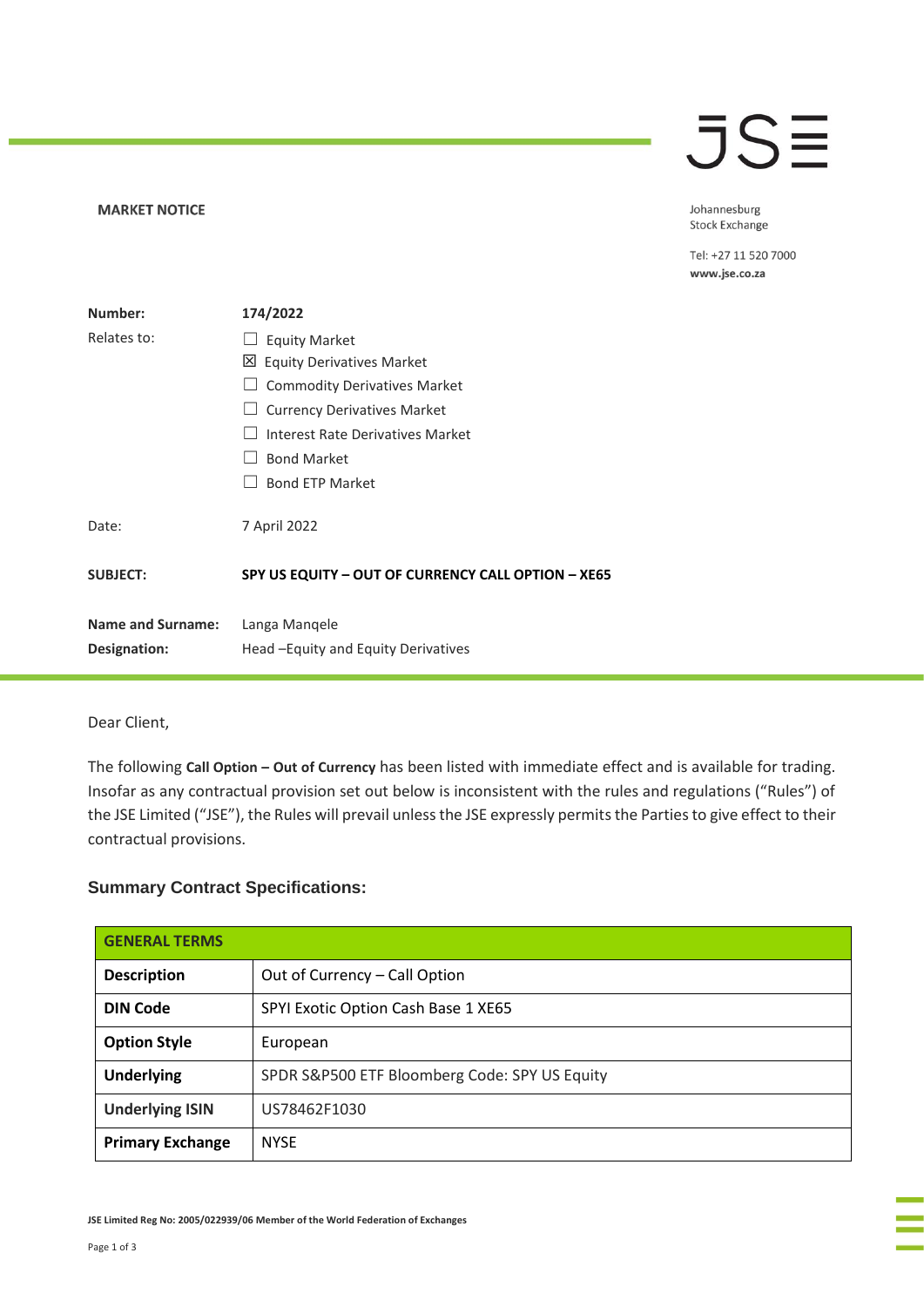JSE

**MARKET NOTICE**

Johannesburg
Stock Exchange

Tel: +27 11 520 7000
**www.jse.co.za**

| | |
|---|---|
| **Number:** | **174/2022** |
| Relates to: | ☐ Equity Market<br>☒ Equity Derivatives Market<br>☐ Commodity Derivatives Market<br>☐ Currency Derivatives Market<br>☐ Interest Rate Derivatives Market<br>☐ Bond Market<br>☐ Bond ETP Market |
| Date: | 7 April 2022 |
| **SUBJECT:** | **SPY US EQUITY – OUT OF CURRENCY CALL OPTION – XE65** |
| **Name and Surname:** | Langa Manqele |
| **Designation:** | Head –Equity and Equity Derivatives |

Dear Client,

The following **Call Option – Out of Currency** has been listed with immediate effect and is available for trading. Insofar as any contractual provision set out below is inconsistent with the rules and regulations ("Rules") of the JSE Limited ("JSE"), the Rules will prevail unless the JSE expressly permits the Parties to give effect to their contractual provisions.

### Summary Contract Specifications:

| **GENERAL TERMS** | |
|---|---|
| **Description** | Out of Currency – Call Option |
| **DIN Code** | SPYI Exotic Option Cash Base 1 XE65 |
| **Option Style** | European |
| **Underlying** | SPDR S&P500 ETF Bloomberg Code: SPY US Equity |
| **Underlying ISIN** | US78462F1030 |
| **Primary Exchange** | NYSE |

**JSE Limited Reg No: 2005/022939/06 Member of the World Federation of Exchanges**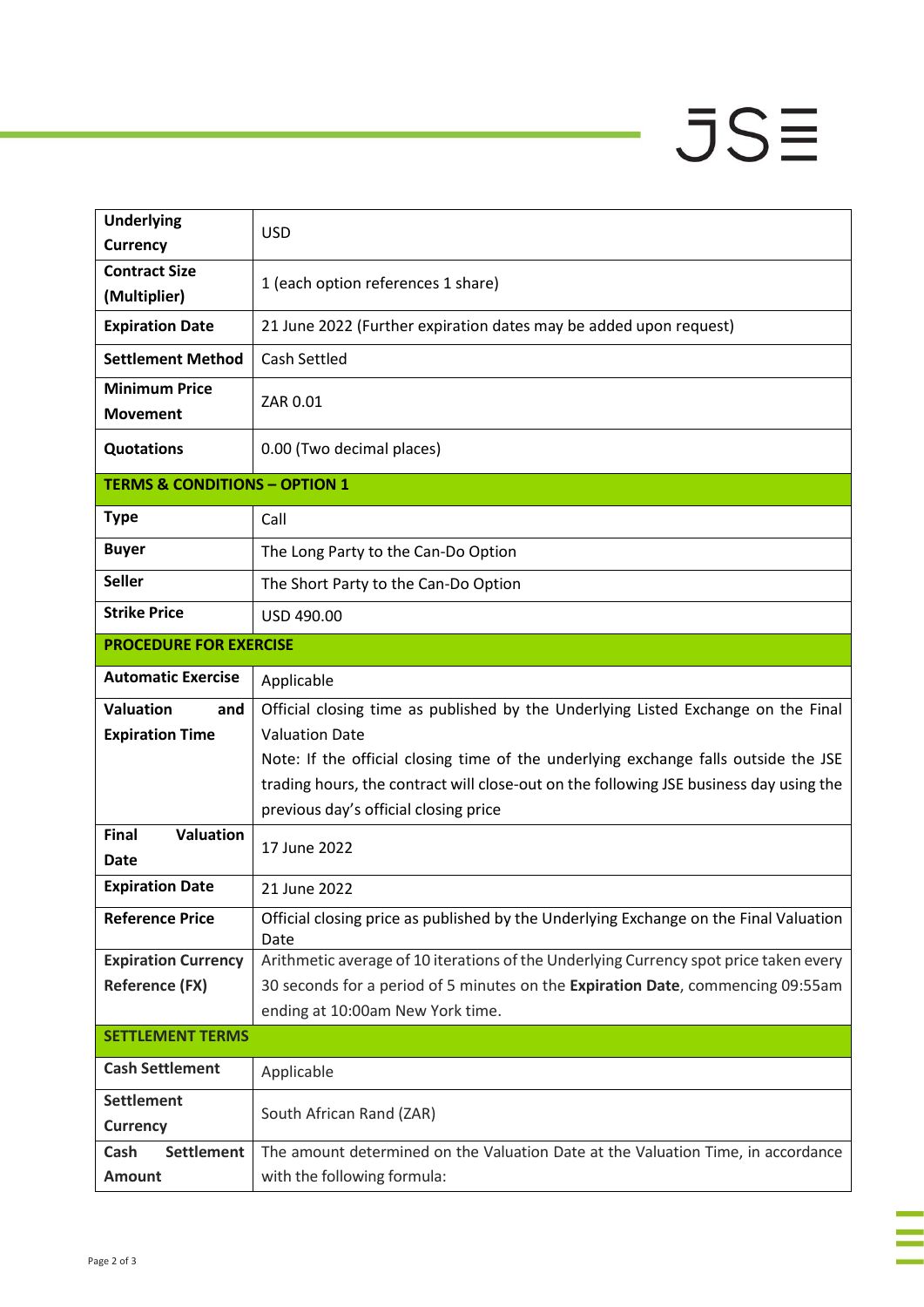| | |
|---|---|
| **Underlying Currency** | USD |
| **Contract Size (Multiplier)** | 1 (each option references 1 share) |
| **Expiration Date** | 21 June 2022 (Further expiration dates may be added upon request) |
| **Settlement Method** | Cash Settled |
| **Minimum Price Movement** | ZAR 0.01 |
| **Quotations** | 0.00 (Two decimal places) |
| **TERMS & CONDITIONS – OPTION 1** | |
| **Type** | Call |
| **Buyer** | The Long Party to the Can-Do Option |
| **Seller** | The Short Party to the Can-Do Option |
| **Strike Price** | USD 490.00 |
| **PROCEDURE FOR EXERCISE** | |
| **Automatic Exercise** | Applicable |
| **Valuation and Expiration Time** | Official closing time as published by the Underlying Listed Exchange on the Final Valuation Date<br>Note: If the official closing time of the underlying exchange falls outside the JSE trading hours, the contract will close-out on the following JSE business day using the previous day's official closing price |
| **Final Valuation Date** | 17 June 2022 |
| **Expiration Date** | 21 June 2022 |
| **Reference Price** | Official closing price as published by the Underlying Exchange on the Final Valuation Date |
| **Expiration Currency Reference (FX)** | Arithmetic average of 10 iterations of the Underlying Currency spot price taken every 30 seconds for a period of 5 minutes on the **Expiration Date**, commencing 09:55am ending at 10:00am New York time. |
| **SETTLEMENT TERMS** | |
| **Cash Settlement** | Applicable |
| **Settlement Currency** | South African Rand (ZAR) |
| **Cash Settlement Amount** | The amount determined on the Valuation Date at the Valuation Time, in accordance with the following formula: |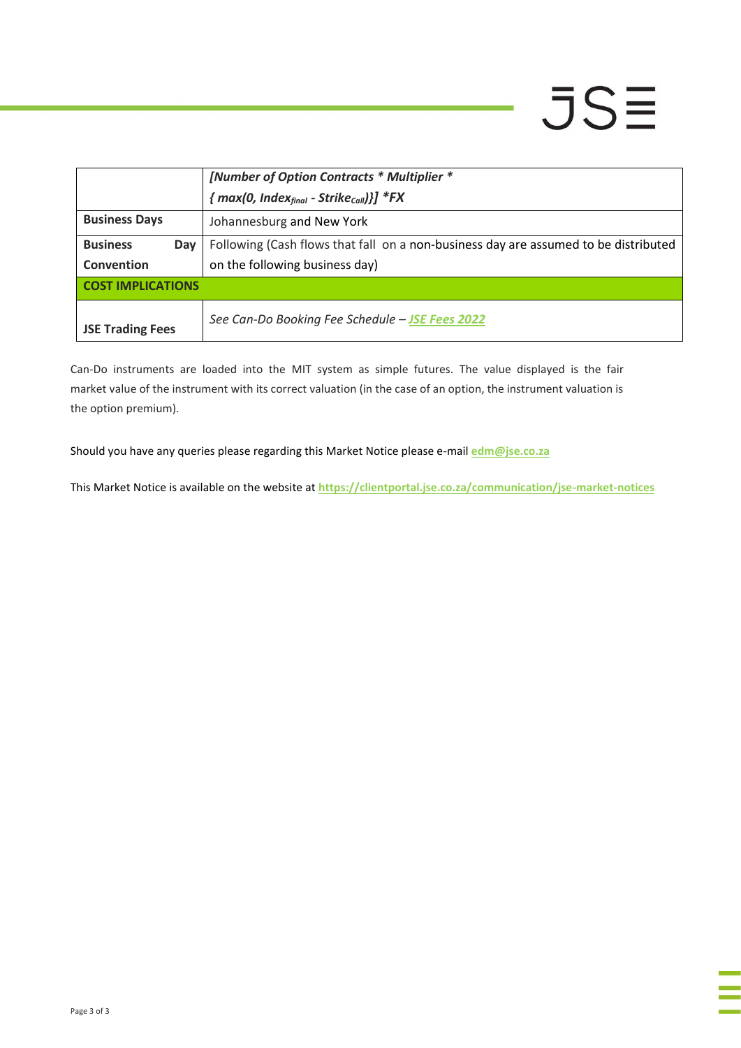| | |
|---|---|
| | *[Number of Option Contracts * Multiplier * { max(0, $Index_{final}$ - $Strike_{Call}$)}] *FX* |
| **Business Days** | Johannesburg and New York |
| **Business Day Convention** | Following (Cash flows that fall on a non-business day are assumed to be distributed on the following business day) |
| **COST IMPLICATIONS** | |
| **JSE Trading Fees** | *See Can-Do Booking Fee Schedule – JSE Fees 2022* |

Can-Do instruments are loaded into the MIT system as simple futures. The value displayed is the fair market value of the instrument with its correct valuation (in the case of an option, the instrument valuation is the option premium).

Should you have any queries please regarding this Market Notice please e-mail **edm@jse.co.za**

This Market Notice is available on the website at **https://clientportal.jse.co.za/communication/jse-market-notices**